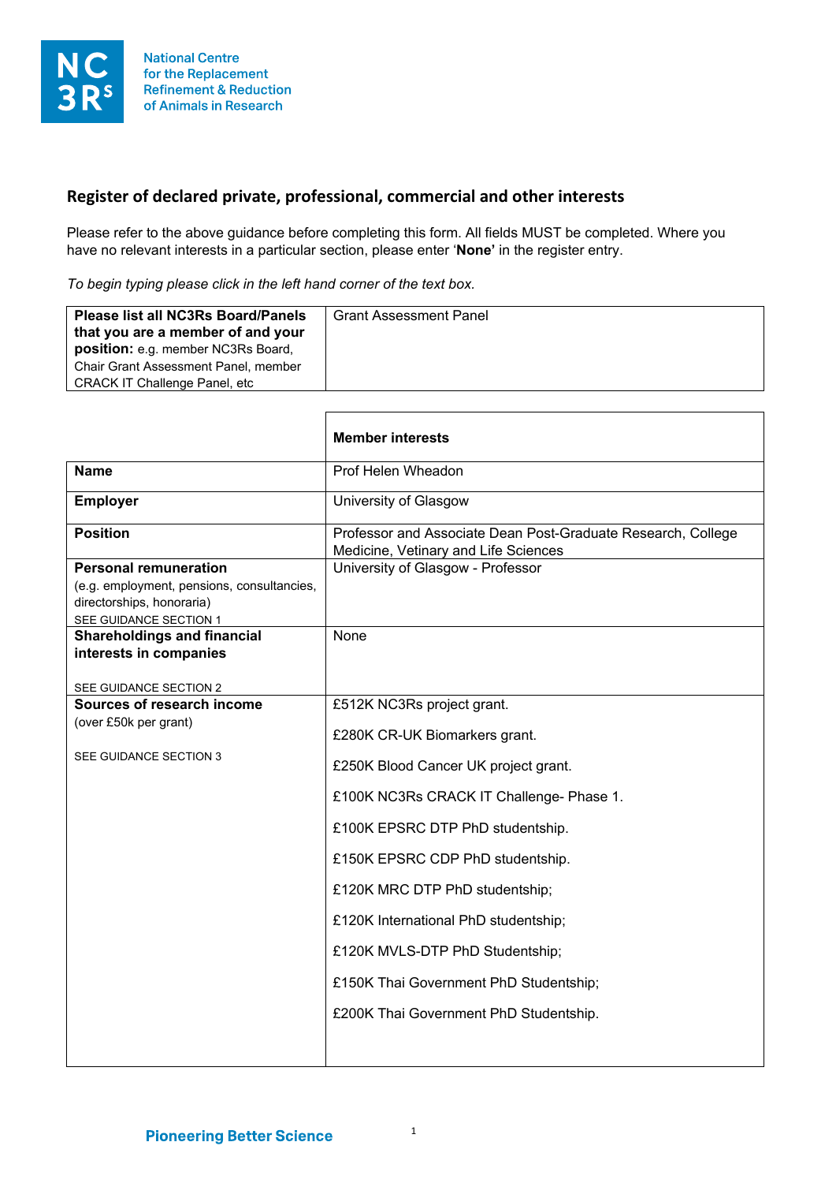National Centre for the Replacement Refinement & Reduction of Animals in Research

## Register of declared private, professional, commercial and other interests

Please refer to the above guidance before completing this form. All fields MUST be completed. Where you have no relevant interests in a particular section, please enter '**None**' in the register entry.

*To begin typing please click in the left hand corner of the text box.*

| **Please list all NC3Rs Board/Panels that you are a member of and your position:** e.g. member NC3Rs Board, Chair Grant Assessment Panel, member CRACK IT Challenge Panel, etc | Grant Assessment Panel |
|---|---|

| | **Member interests** |
|---|---|
| **Name** | Prof Helen Wheadon |
| **Employer** | University of Glasgow |
| **Position** | Professor and Associate Dean Post-Graduate Research, College Medicine, Vetinary and Life Sciences |
| **Personal remuneration** (e.g. employment, pensions, consultancies, directorships, honoraria) SEE GUIDANCE SECTION 1 | University of Glasgow - Professor |
| **Shareholdings and financial interests in companies** SEE GUIDANCE SECTION 2 | None |
| **Sources of research income** (over £50k per grant) SEE GUIDANCE SECTION 3 | £512K NC3Rs project grant.<br>£280K CR-UK Biomarkers grant.<br>£250K Blood Cancer UK project grant.<br>£100K NC3Rs CRACK IT Challenge- Phase 1.<br>£100K EPSRC DTP PhD studentship.<br>£150K EPSRC CDP PhD studentship.<br>£120K MRC DTP PhD studentship;<br>£120K International PhD studentship;<br>£120K MVLS-DTP PhD Studentship;<br>£150K Thai Government PhD Studentship;<br>£200K Thai Government PhD Studentship. |

Pioneering Better Science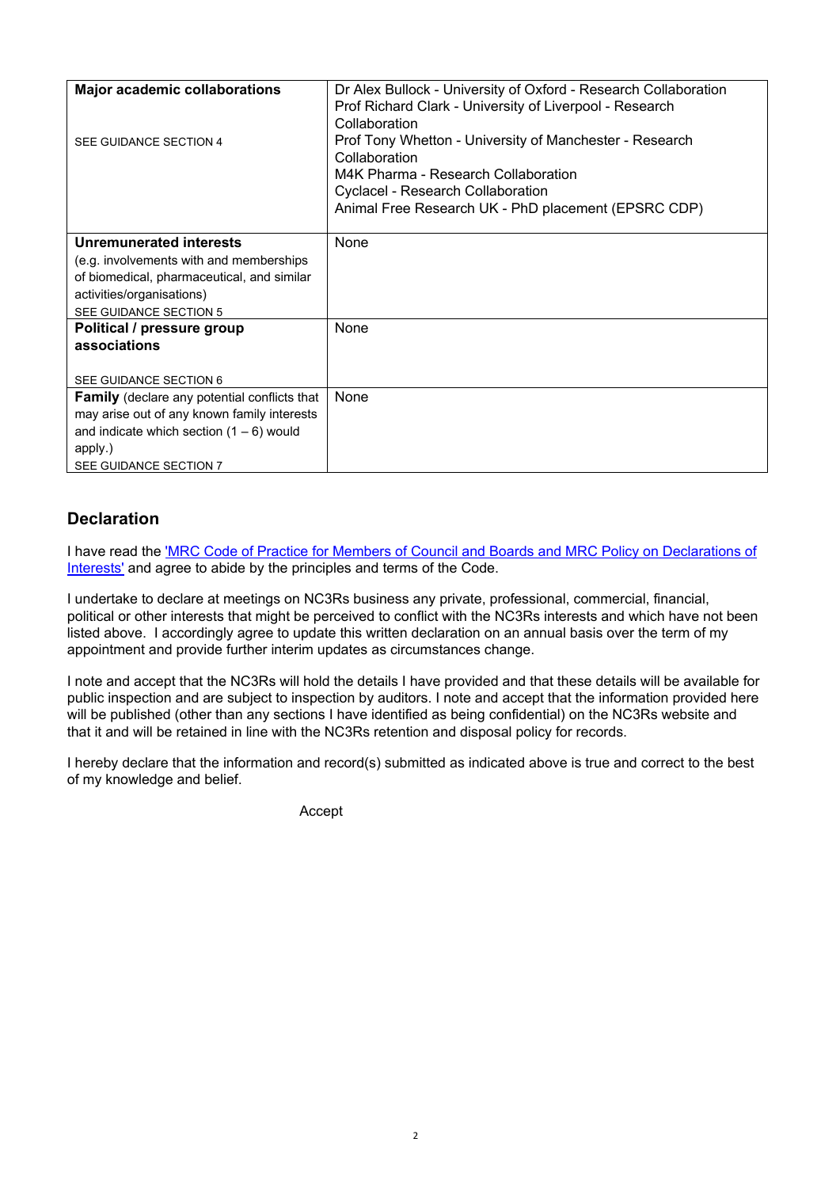| | |
|---|---|
| **Major academic collaborations**<br><br>SEE GUIDANCE SECTION 4 | Dr Alex Bullock - University of Oxford - Research Collaboration<br>Prof Richard Clark - University of Liverpool - Research Collaboration<br>Prof Tony Whetton - University of Manchester - Research Collaboration<br>M4K Pharma - Research Collaboration<br>Cyclacel - Research Collaboration<br>Animal Free Research UK - PhD placement (EPSRC CDP) |
| **Unremunerated interests**<br>(e.g. involvements with and memberships of biomedical, pharmaceutical, and similar activities/organisations)<br>SEE GUIDANCE SECTION 5 | None |
| **Political / pressure group associations**<br><br>SEE GUIDANCE SECTION 6 | None |
| **Family** (declare any potential conflicts that may arise out of any known family interests and indicate which section (1 – 6) would apply.)<br>SEE GUIDANCE SECTION 7 | None |

## Declaration

I have read the 'MRC Code of Practice for Members of Council and Boards and MRC Policy on Declarations of Interests' and agree to abide by the principles and terms of the Code.

I undertake to declare at meetings on NC3Rs business any private, professional, commercial, financial, political or other interests that might be perceived to conflict with the NC3Rs interests and which have not been listed above. I accordingly agree to update this written declaration on an annual basis over the term of my appointment and provide further interim updates as circumstances change.

I note and accept that the NC3Rs will hold the details I have provided and that these details will be available for public inspection and are subject to inspection by auditors. I note and accept that the information provided here will be published (other than any sections I have identified as being confidential) on the NC3Rs website and that it and will be retained in line with the NC3Rs retention and disposal policy for records.

I hereby declare that the information and record(s) submitted as indicated above is true and correct to the best of my knowledge and belief.

Accept